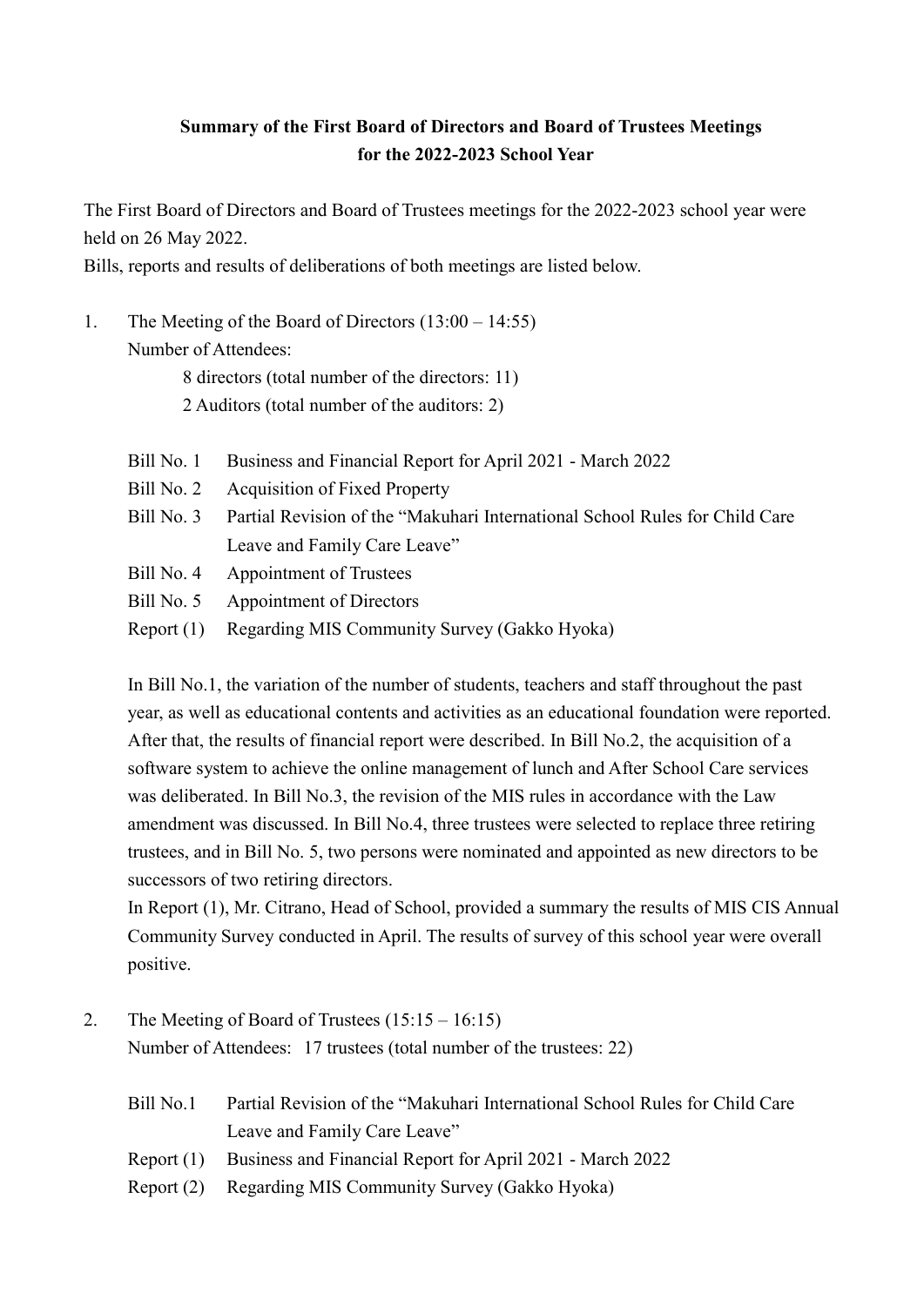**Summary of the First Board of Directors and Board of Trustees Meetings for the 2022-2023 School Year**

The First Board of Directors and Board of Trustees meetings for the 2022-2023 school year were held on 26 May 2022.

Bills, reports and results of deliberations of both meetings are listed below.

1. The Meeting of the Board of Directors (13:00 – 14:55)

   Number of Attendees:

   8 directors (total number of the directors: 11)

   2 Auditors (total number of the auditors: 2)

   Bill No. 1 Business and Financial Report for April 2021 - March 2022

   Bill No. 2 Acquisition of Fixed Property

   Bill No. 3 Partial Revision of the “Makuhari International School Rules for Child Care Leave and Family Care Leave”

   Bill No. 4 Appointment of Trustees

   Bill No. 5 Appointment of Directors

   Report (1) Regarding MIS Community Survey (Gakko Hyoka)

   In Bill No.1, the variation of the number of students, teachers and staff throughout the past year, as well as educational contents and activities as an educational foundation were reported. After that, the results of financial report were described. In Bill No.2, the acquisition of a software system to achieve the online management of lunch and After School Care services was deliberated. In Bill No.3, the revision of the MIS rules in accordance with the Law amendment was discussed. In Bill No.4, three trustees were selected to replace three retiring trustees, and in Bill No. 5, two persons were nominated and appointed as new directors to be successors of two retiring directors.

   In Report (1), Mr. Citrano, Head of School, provided a summary the results of MIS CIS Annual Community Survey conducted in April. The results of survey of this school year were overall positive.

2. The Meeting of Board of Trustees (15:15 – 16:15)

   Number of Attendees: 17 trustees (total number of the trustees: 22)

   Bill No.1 Partial Revision of the “Makuhari International School Rules for Child Care Leave and Family Care Leave”

   Report (1) Business and Financial Report for April 2021 - March 2022

   Report (2) Regarding MIS Community Survey (Gakko Hyoka)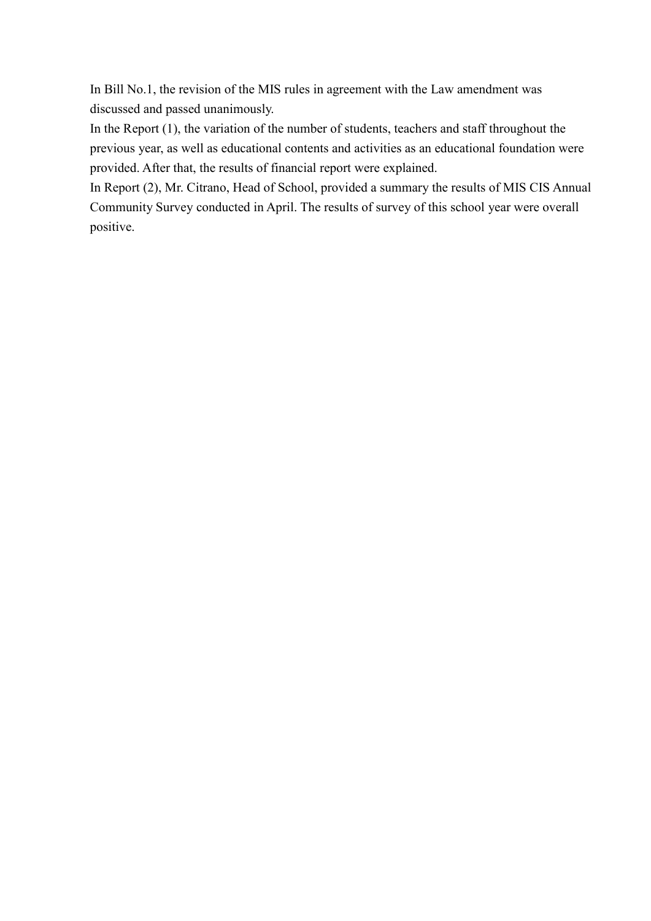In Bill No.1, the revision of the MIS rules in agreement with the Law amendment was discussed and passed unanimously.

In the Report (1), the variation of the number of students, teachers and staff throughout the previous year, as well as educational contents and activities as an educational foundation were provided. After that, the results of financial report were explained.

In Report (2), Mr. Citrano, Head of School, provided a summary the results of MIS CIS Annual Community Survey conducted in April. The results of survey of this school year were overall positive.